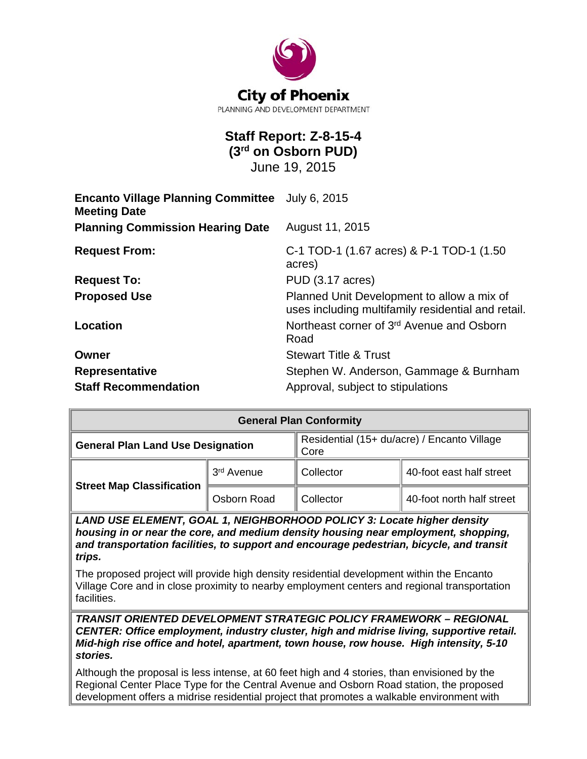City of Phoenix

PLANNING AND DEVELOPMENT DEPARTMENT

# Staff Report: Z-8-15-4
# (3rd on Osborn PUD)

June 19, 2015

| | |
|---|---|
| **Encanto Village Planning Committee Meeting Date** | July 6, 2015 |
| **Planning Commission Hearing Date** | August 11, 2015 |
| **Request From:** | C-1 TOD-1 (1.67 acres) & P-1 TOD-1 (1.50 acres) |
| **Request To:** | PUD (3.17 acres) |
| **Proposed Use** | Planned Unit Development to allow a mix of uses including multifamily residential and retail. |
| **Location** | Northeast corner of 3rd Avenue and Osborn Road |
| **Owner** | Stewart Title & Trust |
| **Representative** | Stephen W. Anderson, Gammage & Burnham |
| **Staff Recommendation** | Approval, subject to stipulations |

| General Plan Conformity | | | |
|---|---|---|---|
| **General Plan Land Use Designation** | | Residential (15+ du/acre) / Encanto Village Core | |
| **Street Map Classification** | 3rd Avenue | Collector | 40-foot east half street |
| | Osborn Road | Collector | 40-foot north half street |

***LAND USE ELEMENT, GOAL 1, NEIGHBORHOOD POLICY 3: Locate higher density housing in or near the core, and medium density housing near employment, shopping, and transportation facilities, to support and encourage pedestrian, bicycle, and transit trips.***

The proposed project will provide high density residential development within the Encanto Village Core and in close proximity to nearby employment centers and regional transportation facilities.

***TRANSIT ORIENTED DEVELOPMENT STRATEGIC POLICY FRAMEWORK – REGIONAL CENTER: Office employment, industry cluster, high and midrise living, supportive retail. Mid-high rise office and hotel, apartment, town house, row house. High intensity, 5-10 stories.***

Although the proposal is less intense, at 60 feet high and 4 stories, than envisioned by the Regional Center Place Type for the Central Avenue and Osborn Road station, the proposed development offers a midrise residential project that promotes a walkable environment with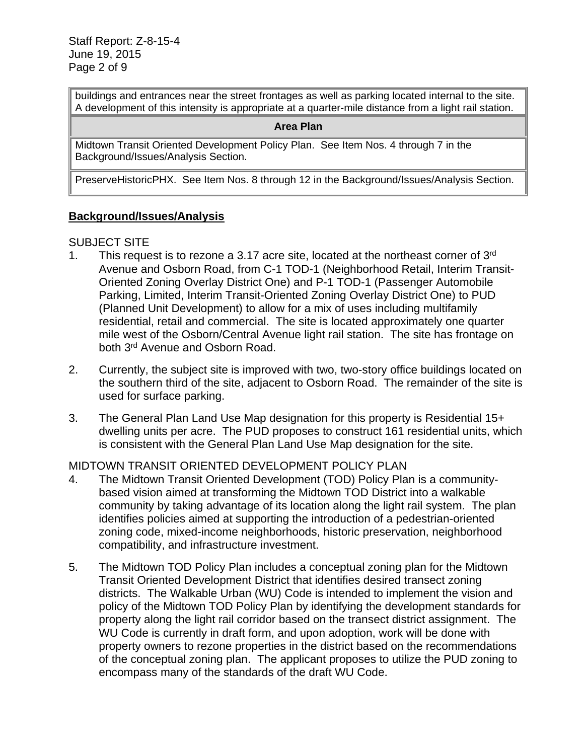| |
|---|
| buildings and entrances near the street frontages as well as parking located internal to the site. A development of this intensity is appropriate at a quarter-mile distance from a light rail station. |
| **Area Plan** |
| Midtown Transit Oriented Development Policy Plan. See Item Nos. 4 through 7 in the Background/Issues/Analysis Section. |
| PreserveHistoricPHX. See Item Nos. 8 through 12 in the Background/Issues/Analysis Section. |

## Background/Issues/Analysis

SUBJECT SITE

1. This request is to rezone a 3.17 acre site, located at the northeast corner of 3rd Avenue and Osborn Road, from C-1 TOD-1 (Neighborhood Retail, Interim Transit-Oriented Zoning Overlay District One) and P-1 TOD-1 (Passenger Automobile Parking, Limited, Interim Transit-Oriented Zoning Overlay District One) to PUD (Planned Unit Development) to allow for a mix of uses including multifamily residential, retail and commercial. The site is located approximately one quarter mile west of the Osborn/Central Avenue light rail station. The site has frontage on both 3rd Avenue and Osborn Road.

2. Currently, the subject site is improved with two, two-story office buildings located on the southern third of the site, adjacent to Osborn Road. The remainder of the site is used for surface parking.

3. The General Plan Land Use Map designation for this property is Residential 15+ dwelling units per acre. The PUD proposes to construct 161 residential units, which is consistent with the General Plan Land Use Map designation for the site.

MIDTOWN TRANSIT ORIENTED DEVELOPMENT POLICY PLAN

4. The Midtown Transit Oriented Development (TOD) Policy Plan is a community-based vision aimed at transforming the Midtown TOD District into a walkable community by taking advantage of its location along the light rail system. The plan identifies policies aimed at supporting the introduction of a pedestrian-oriented zoning code, mixed-income neighborhoods, historic preservation, neighborhood compatibility, and infrastructure investment.

5. The Midtown TOD Policy Plan includes a conceptual zoning plan for the Midtown Transit Oriented Development District that identifies desired transect zoning districts. The Walkable Urban (WU) Code is intended to implement the vision and policy of the Midtown TOD Policy Plan by identifying the development standards for property along the light rail corridor based on the transect district assignment. The WU Code is currently in draft form, and upon adoption, work will be done with property owners to rezone properties in the district based on the recommendations of the conceptual zoning plan. The applicant proposes to utilize the PUD zoning to encompass many of the standards of the draft WU Code.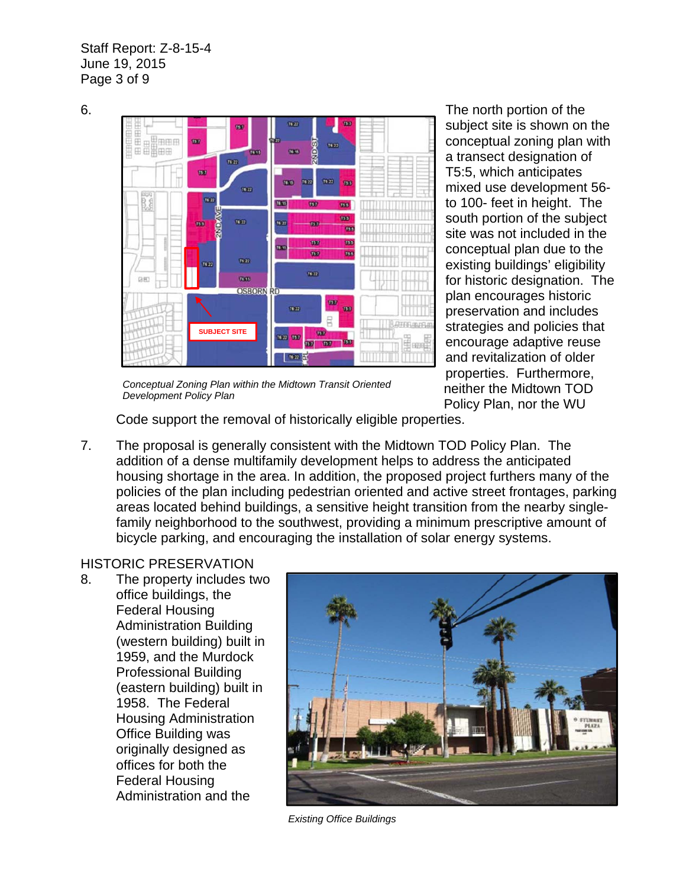6. The north portion of the subject site is shown on the conceptual zoning plan with a transect designation of T5:5, which anticipates mixed use development 56- to 100- feet in height. The south portion of the subject site was not included in the conceptual plan due to the existing buildings' eligibility for historic designation. The plan encourages historic preservation and includes strategies and policies that encourage adaptive reuse and revitalization of older properties. Furthermore, neither the Midtown TOD Policy Plan, nor the WU Code support the removal of historically eligible properties.

*Conceptual Zoning Plan within the Midtown Transit Oriented Development Policy Plan*

7. The proposal is generally consistent with the Midtown TOD Policy Plan. The addition of a dense multifamily development helps to address the anticipated housing shortage in the area. In addition, the proposed project furthers many of the policies of the plan including pedestrian oriented and active street frontages, parking areas located behind buildings, a sensitive height transition from the nearby single-family neighborhood to the southwest, providing a minimum prescriptive amount of bicycle parking, and encouraging the installation of solar energy systems.

HISTORIC PRESERVATION

8. The property includes two office buildings, the Federal Housing Administration Building (western building) built in 1959, and the Murdock Professional Building (eastern building) built in 1958. The Federal Housing Administration Office Building was originally designed as offices for both the Federal Housing Administration and the

*Existing Office Buildings*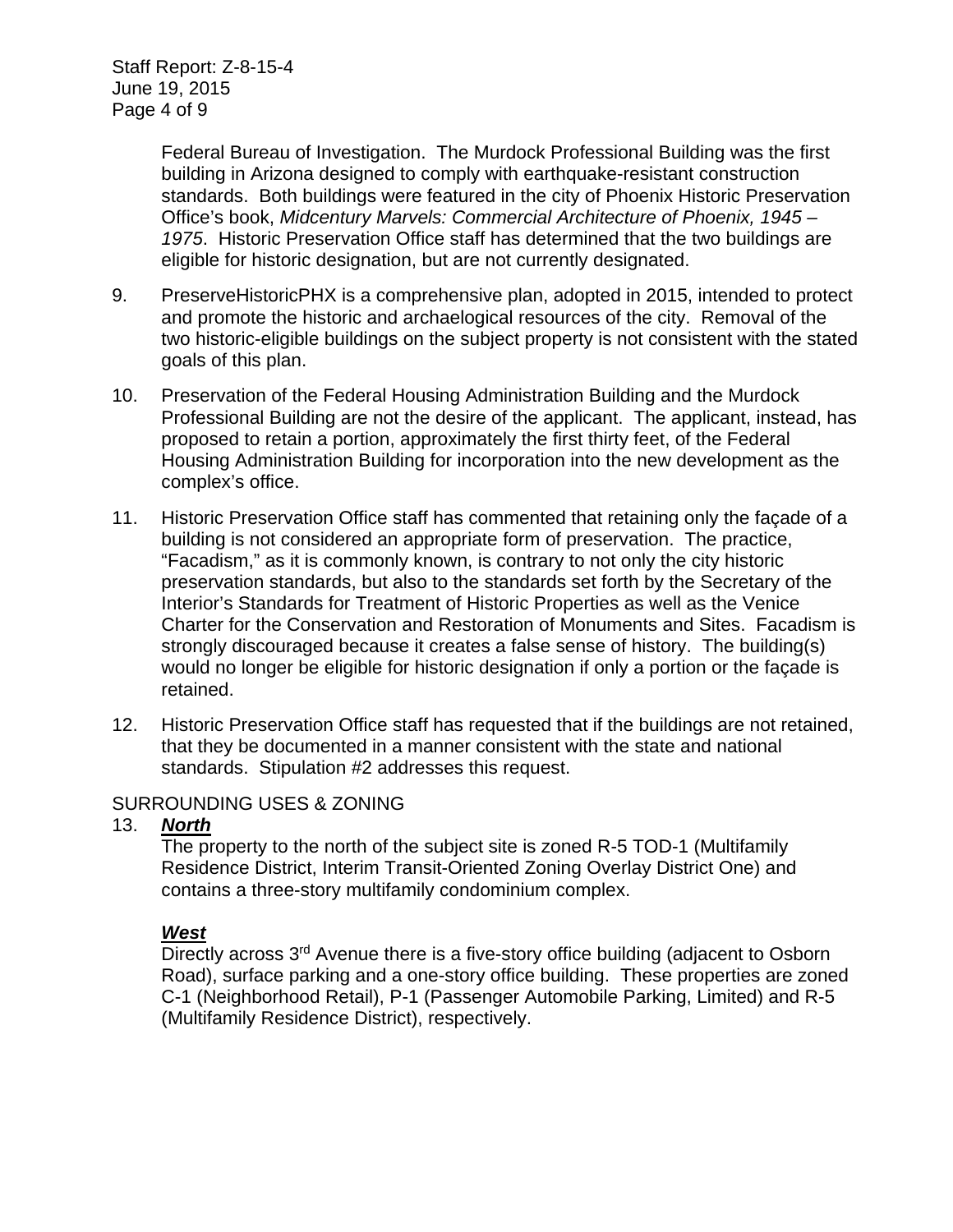Federal Bureau of Investigation. The Murdock Professional Building was the first building in Arizona designed to comply with earthquake-resistant construction standards. Both buildings were featured in the city of Phoenix Historic Preservation Office's book, *Midcentury Marvels: Commercial Architecture of Phoenix, 1945 – 1975*. Historic Preservation Office staff has determined that the two buildings are eligible for historic designation, but are not currently designated.

9. PreserveHistoricPHX is a comprehensive plan, adopted in 2015, intended to protect and promote the historic and archaelogical resources of the city. Removal of the two historic-eligible buildings on the subject property is not consistent with the stated goals of this plan.

10. Preservation of the Federal Housing Administration Building and the Murdock Professional Building are not the desire of the applicant. The applicant, instead, has proposed to retain a portion, approximately the first thirty feet, of the Federal Housing Administration Building for incorporation into the new development as the complex's office.

11. Historic Preservation Office staff has commented that retaining only the façade of a building is not considered an appropriate form of preservation. The practice, "Facadism," as it is commonly known, is contrary to not only the city historic preservation standards, but also to the standards set forth by the Secretary of the Interior's Standards for Treatment of Historic Properties as well as the Venice Charter for the Conservation and Restoration of Monuments and Sites. Facadism is strongly discouraged because it creates a false sense of history. The building(s) would no longer be eligible for historic designation if only a portion or the façade is retained.

12. Historic Preservation Office staff has requested that if the buildings are not retained, that they be documented in a manner consistent with the state and national standards. Stipulation #2 addresses this request.

SURROUNDING USES & ZONING

13. ***North***

The property to the north of the subject site is zoned R-5 TOD-1 (Multifamily Residence District, Interim Transit-Oriented Zoning Overlay District One) and contains a three-story multifamily condominium complex.

***West***

Directly across 3rd Avenue there is a five-story office building (adjacent to Osborn Road), surface parking and a one-story office building. These properties are zoned C-1 (Neighborhood Retail), P-1 (Passenger Automobile Parking, Limited) and R-5 (Multifamily Residence District), respectively.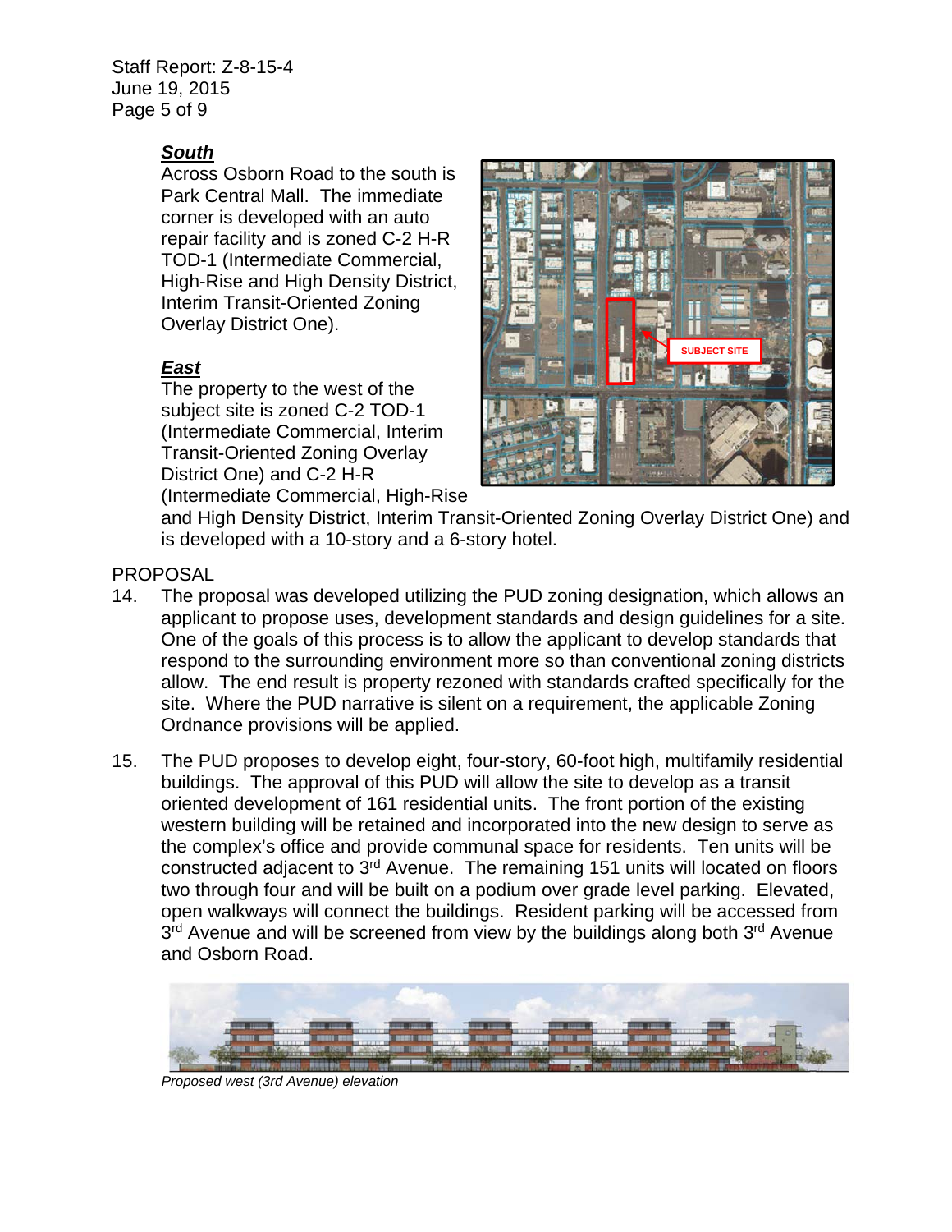***South***

Across Osborn Road to the south is Park Central Mall. The immediate corner is developed with an auto repair facility and is zoned C-2 H-R TOD-1 (Intermediate Commercial, High-Rise and High Density District, Interim Transit-Oriented Zoning Overlay District One).

***East***

The property to the west of the subject site is zoned C-2 TOD-1 (Intermediate Commercial, Interim Transit-Oriented Zoning Overlay District One) and C-2 H-R (Intermediate Commercial, High-Rise and High Density District, Interim Transit-Oriented Zoning Overlay District One) and is developed with a 10-story and a 6-story hotel.

PROPOSAL

14. The proposal was developed utilizing the PUD zoning designation, which allows an applicant to propose uses, development standards and design guidelines for a site. One of the goals of this process is to allow the applicant to develop standards that respond to the surrounding environment more so than conventional zoning districts allow. The end result is property rezoned with standards crafted specifically for the site. Where the PUD narrative is silent on a requirement, the applicable Zoning Ordnance provisions will be applied.

15. The PUD proposes to develop eight, four-story, 60-foot high, multifamily residential buildings. The approval of this PUD will allow the site to develop as a transit oriented development of 161 residential units. The front portion of the existing western building will be retained and incorporated into the new design to serve as the complex's office and provide communal space for residents. Ten units will be constructed adjacent to 3rd Avenue. The remaining 151 units will located on floors two through four and will be built on a podium over grade level parking. Elevated, open walkways will connect the buildings. Resident parking will be accessed from 3rd Avenue and will be screened from view by the buildings along both 3rd Avenue and Osborn Road.

*Proposed west (3rd Avenue) elevation*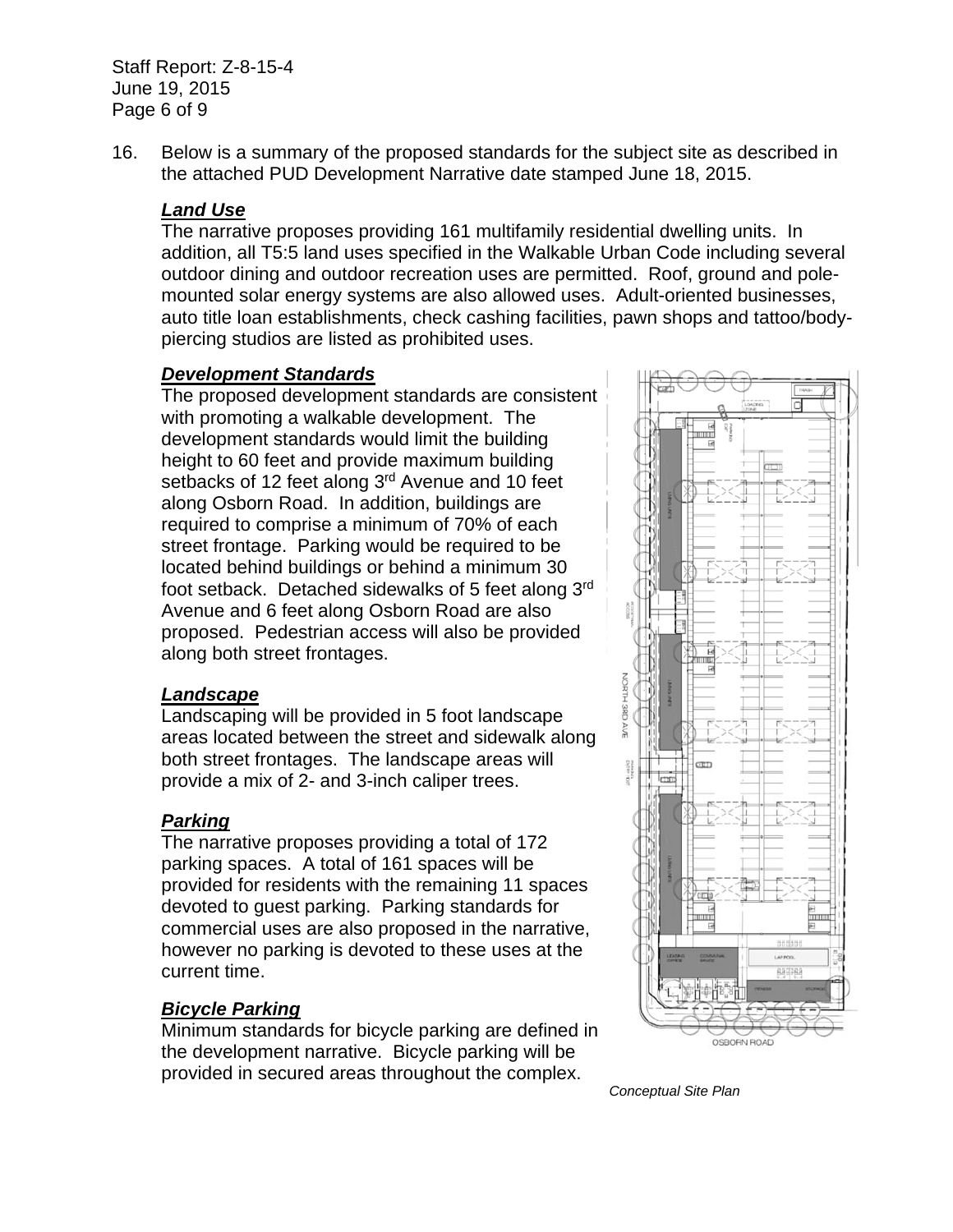16. Below is a summary of the proposed standards for the subject site as described in the attached PUD Development Narrative date stamped June 18, 2015.

***Land Use***

The narrative proposes providing 161 multifamily residential dwelling units. In addition, all T5:5 land uses specified in the Walkable Urban Code including several outdoor dining and outdoor recreation uses are permitted. Roof, ground and pole-mounted solar energy systems are also allowed uses. Adult-oriented businesses, auto title loan establishments, check cashing facilities, pawn shops and tattoo/body-piercing studios are listed as prohibited uses.

***Development Standards***

The proposed development standards are consistent with promoting a walkable development. The development standards would limit the building height to 60 feet and provide maximum building setbacks of 12 feet along 3rd Avenue and 10 feet along Osborn Road. In addition, buildings are required to comprise a minimum of 70% of each street frontage. Parking would be required to be located behind buildings or behind a minimum 30 foot setback. Detached sidewalks of 5 feet along 3rd Avenue and 6 feet along Osborn Road are also proposed. Pedestrian access will also be provided along both street frontages.

***Landscape***

Landscaping will be provided in 5 foot landscape areas located between the street and sidewalk along both street frontages. The landscape areas will provide a mix of 2- and 3-inch caliper trees.

***Parking***

The narrative proposes providing a total of 172 parking spaces. A total of 161 spaces will be provided for residents with the remaining 11 spaces devoted to guest parking. Parking standards for commercial uses are also proposed in the narrative, however no parking is devoted to these uses at the current time.

***Bicycle Parking***

Minimum standards for bicycle parking are defined in the development narrative. Bicycle parking will be provided in secured areas throughout the complex.

*Conceptual Site Plan*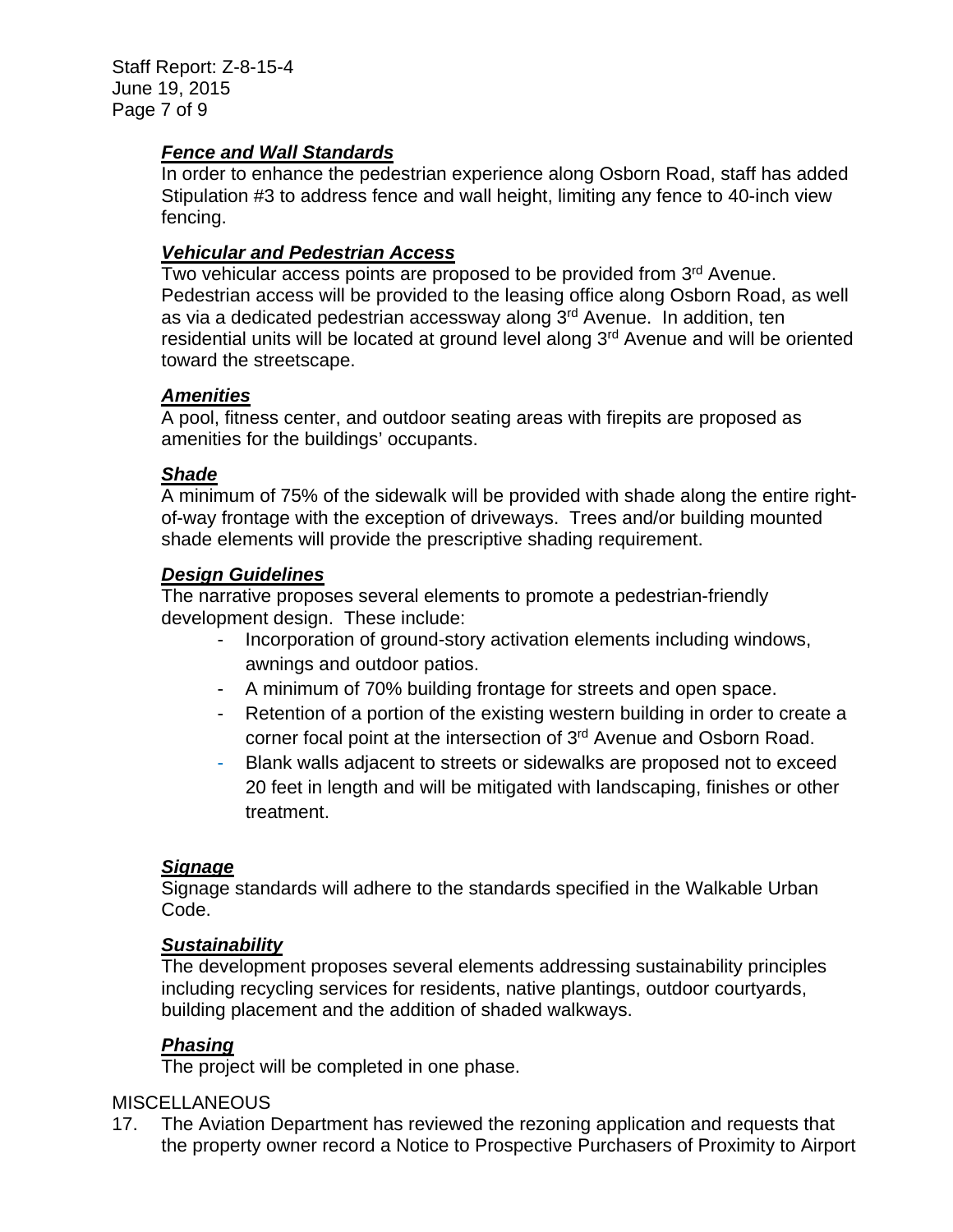***Fence and Wall Standards***

In order to enhance the pedestrian experience along Osborn Road, staff has added Stipulation #3 to address fence and wall height, limiting any fence to 40-inch view fencing.

***Vehicular and Pedestrian Access***

Two vehicular access points are proposed to be provided from 3rd Avenue. Pedestrian access will be provided to the leasing office along Osborn Road, as well as via a dedicated pedestrian accessway along 3rd Avenue. In addition, ten residential units will be located at ground level along 3rd Avenue and will be oriented toward the streetscape.

***Amenities***

A pool, fitness center, and outdoor seating areas with firepits are proposed as amenities for the buildings' occupants.

***Shade***

A minimum of 75% of the sidewalk will be provided with shade along the entire right-of-way frontage with the exception of driveways. Trees and/or building mounted shade elements will provide the prescriptive shading requirement.

***Design Guidelines***

The narrative proposes several elements to promote a pedestrian-friendly development design. These include:

- Incorporation of ground-story activation elements including windows, awnings and outdoor patios.
- A minimum of 70% building frontage for streets and open space.
- Retention of a portion of the existing western building in order to create a corner focal point at the intersection of 3rd Avenue and Osborn Road.
- Blank walls adjacent to streets or sidewalks are proposed not to exceed 20 feet in length and will be mitigated with landscaping, finishes or other treatment.

***Signage***

Signage standards will adhere to the standards specified in the Walkable Urban Code.

***Sustainability***

The development proposes several elements addressing sustainability principles including recycling services for residents, native plantings, outdoor courtyards, building placement and the addition of shaded walkways.

***Phasing***

The project will be completed in one phase.

MISCELLANEOUS

17. The Aviation Department has reviewed the rezoning application and requests that the property owner record a Notice to Prospective Purchasers of Proximity to Airport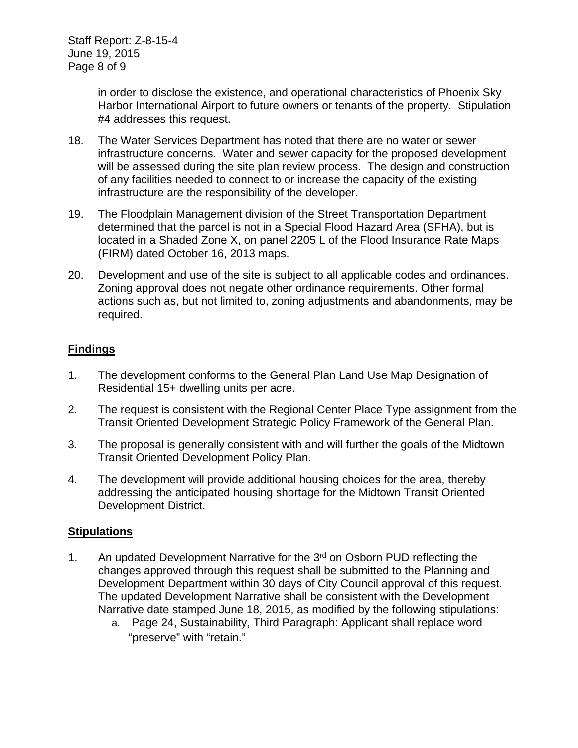in order to disclose the existence, and operational characteristics of Phoenix Sky Harbor International Airport to future owners or tenants of the property. Stipulation #4 addresses this request.

18. The Water Services Department has noted that there are no water or sewer infrastructure concerns. Water and sewer capacity for the proposed development will be assessed during the site plan review process. The design and construction of any facilities needed to connect to or increase the capacity of the existing infrastructure are the responsibility of the developer.

19. The Floodplain Management division of the Street Transportation Department determined that the parcel is not in a Special Flood Hazard Area (SFHA), but is located in a Shaded Zone X, on panel 2205 L of the Flood Insurance Rate Maps (FIRM) dated October 16, 2013 maps.

20. Development and use of the site is subject to all applicable codes and ordinances. Zoning approval does not negate other ordinance requirements. Other formal actions such as, but not limited to, zoning adjustments and abandonments, may be required.

## Findings

1. The development conforms to the General Plan Land Use Map Designation of Residential 15+ dwelling units per acre.

2. The request is consistent with the Regional Center Place Type assignment from the Transit Oriented Development Strategic Policy Framework of the General Plan.

3. The proposal is generally consistent with and will further the goals of the Midtown Transit Oriented Development Policy Plan.

4. The development will provide additional housing choices for the area, thereby addressing the anticipated housing shortage for the Midtown Transit Oriented Development District.

## Stipulations

1. An updated Development Narrative for the 3rd on Osborn PUD reflecting the changes approved through this request shall be submitted to the Planning and Development Department within 30 days of City Council approval of this request. The updated Development Narrative shall be consistent with the Development Narrative date stamped June 18, 2015, as modified by the following stipulations:
   a. Page 24, Sustainability, Third Paragraph: Applicant shall replace word "preserve" with "retain."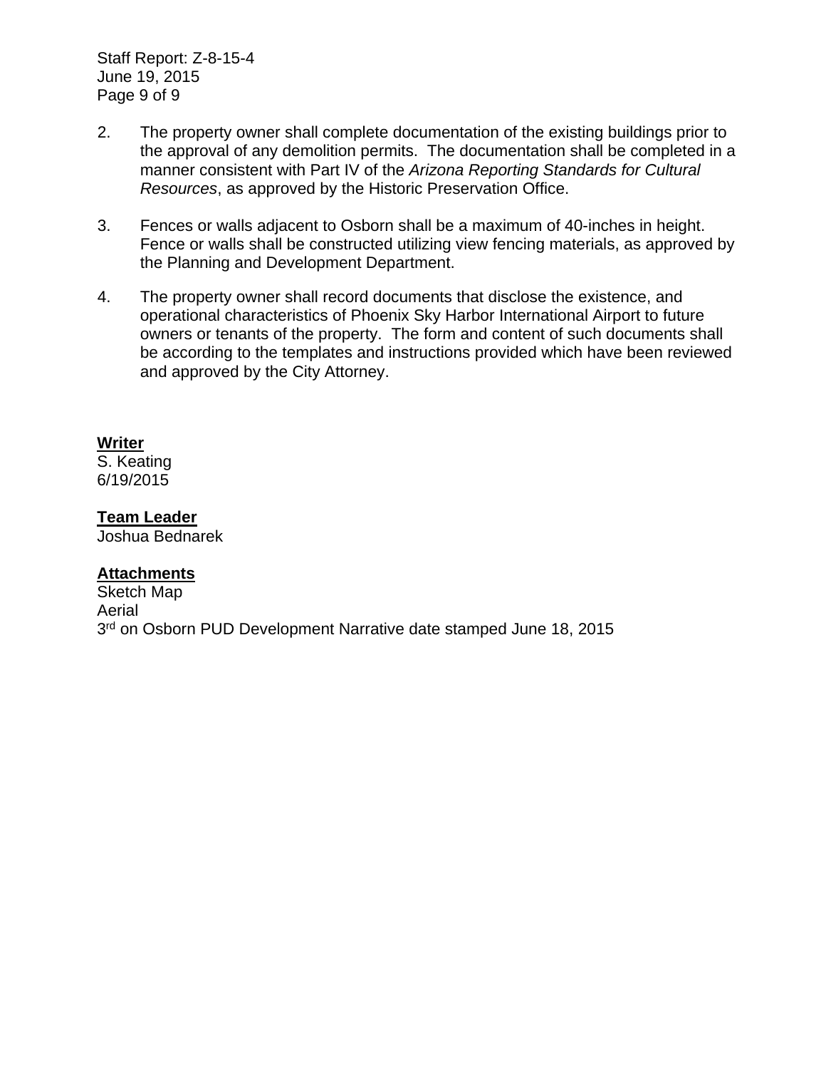2. The property owner shall complete documentation of the existing buildings prior to the approval of any demolition permits. The documentation shall be completed in a manner consistent with Part IV of the *Arizona Reporting Standards for Cultural Resources*, as approved by the Historic Preservation Office.

3. Fences or walls adjacent to Osborn shall be a maximum of 40-inches in height. Fence or walls shall be constructed utilizing view fencing materials, as approved by the Planning and Development Department.

4. The property owner shall record documents that disclose the existence, and operational characteristics of Phoenix Sky Harbor International Airport to future owners or tenants of the property. The form and content of such documents shall be according to the templates and instructions provided which have been reviewed and approved by the City Attorney.

**Writer**
S. Keating
6/19/2015

**Team Leader**
Joshua Bednarek

**Attachments**
Sketch Map
Aerial
3rd on Osborn PUD Development Narrative date stamped June 18, 2015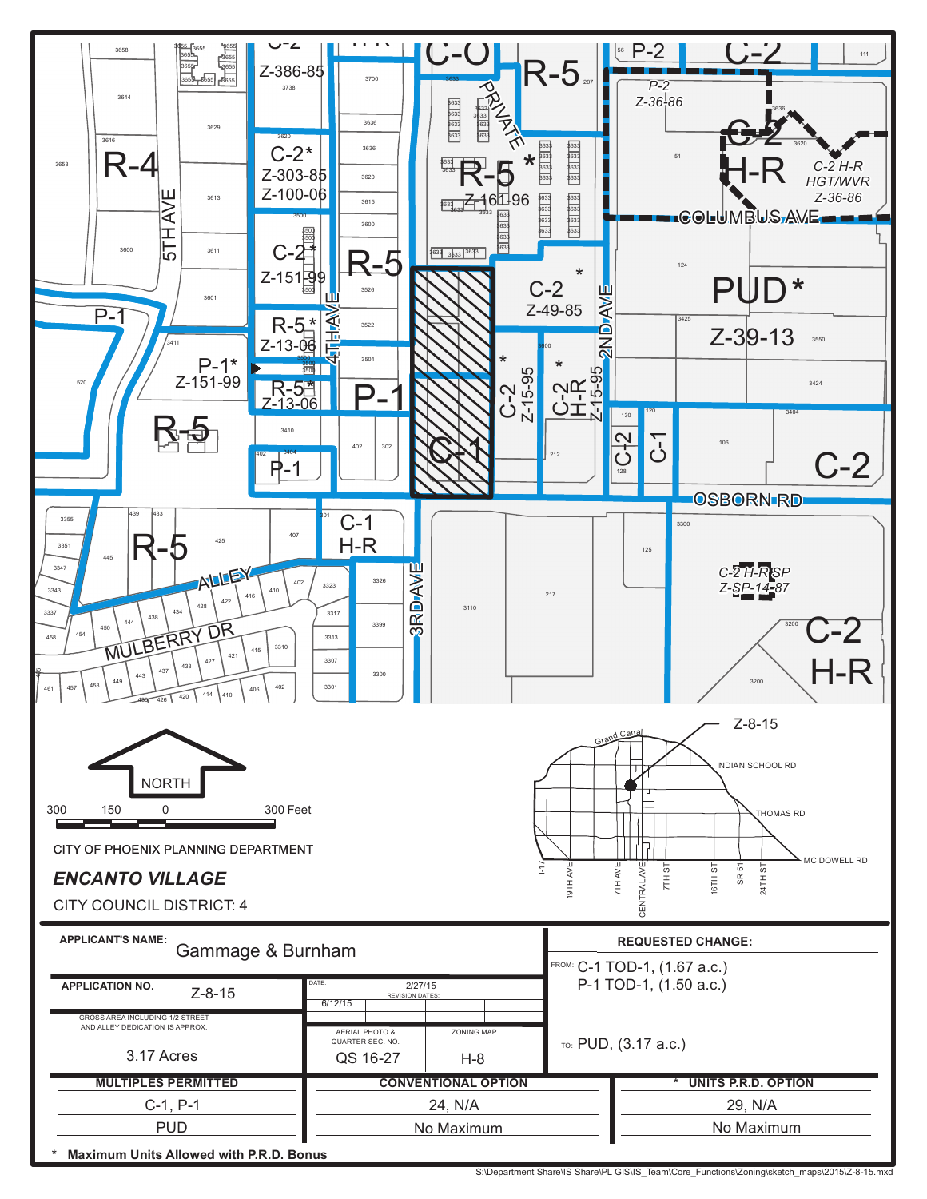CITY OF PHOENIX PLANNING DEPARTMENT

*ENCANTO VILLAGE*

CITY COUNCIL DISTRICT: 4

| APPLICANT'S NAME: Gammage & Burnham | | | REQUESTED CHANGE: |
|---|---|---|---|
| APPLICATION NO. Z-8-15 | DATE: 2/27/15 REVISION DATES: 6/12/15 | | FROM: C-1 TOD-1, (1.67 a.c.) P-1 TOD-1, (1.50 a.c.) |
| GROSS AREA INCLUDING 1/2 STREET AND ALLEY DEDICATION IS APPROX. 3.17 Acres | AERIAL PHOTO & QUARTER SEC. NO. QS 16-27 | ZONING MAP H-8 | TO: PUD, (3.17 a.c.) |

| MULTIPLES PERMITTED | CONVENTIONAL OPTION | * UNITS P.R.D. OPTION |
|---|---|---|
| C-1, P-1 | 24, N/A | 29, N/A |
| PUD | No Maximum | No Maximum |

\* **Maximum Units Allowed with P.R.D. Bonus**

S:\Department Share\IS Share\PL GIS\IS_Team\Core_Functions\Zoning\sketch_maps\2015\Z-8-15.mxd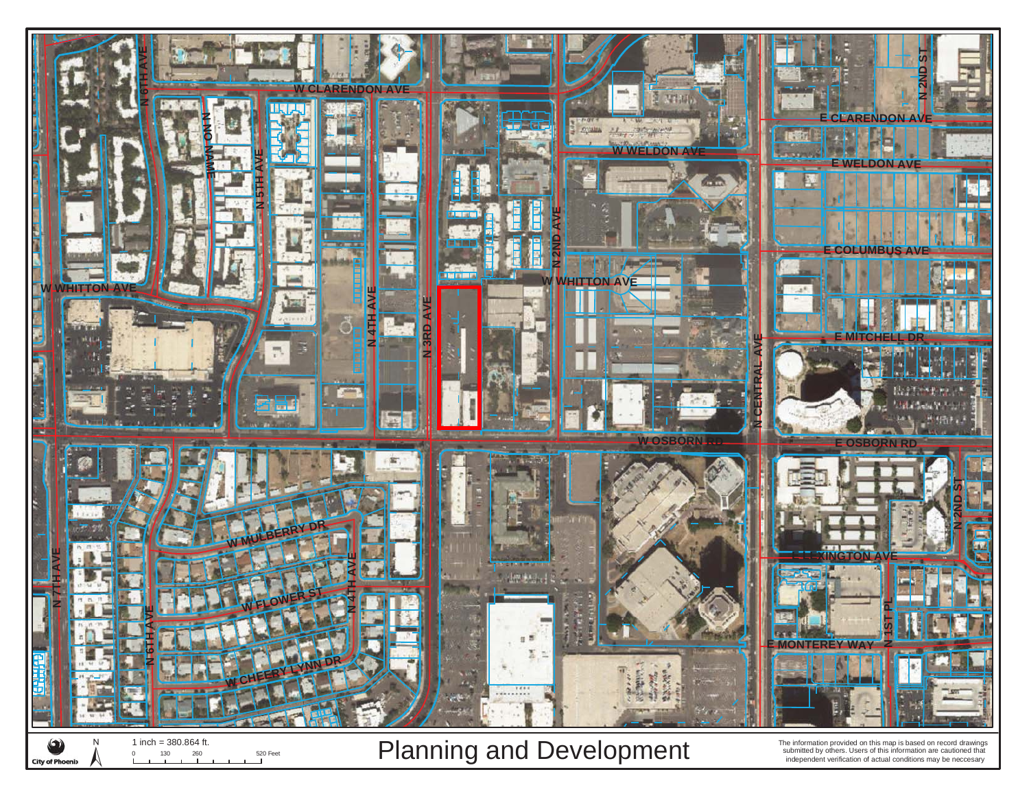W CLARENDON AVE

E CLARENDON AVE

W WELDON AVE

E WELDON AVE

E COLUMBUS AVE

W WHITTON AVE

W WHITTON AVE

E MITCHELL DR

W OSBORN RD

E OSBORN RD

W MULBERRY DR

E LEXINGTON AVE

W FLOWER ST

E MONTEREY WAY

W CHEERY LYNN DR

N 6TH AVE

N NO NAME

N 5TH AVE

N 4TH AVE

N 3RD AVE

N 2ND AVE

N CENTRAL AVE

N 2ND ST

N 7TH AVE

N 6TH AVE

N 4TH AVE

N 1ST PL

N 2ND ST

City of Phoenix

N

1 inch = 380.864 ft.

0 130 260 520 Feet

# Planning and Development

The information provided on this map is based on record drawings submitted by others. Users of this information are cautioned that independent verification of actual conditions may be neccesary